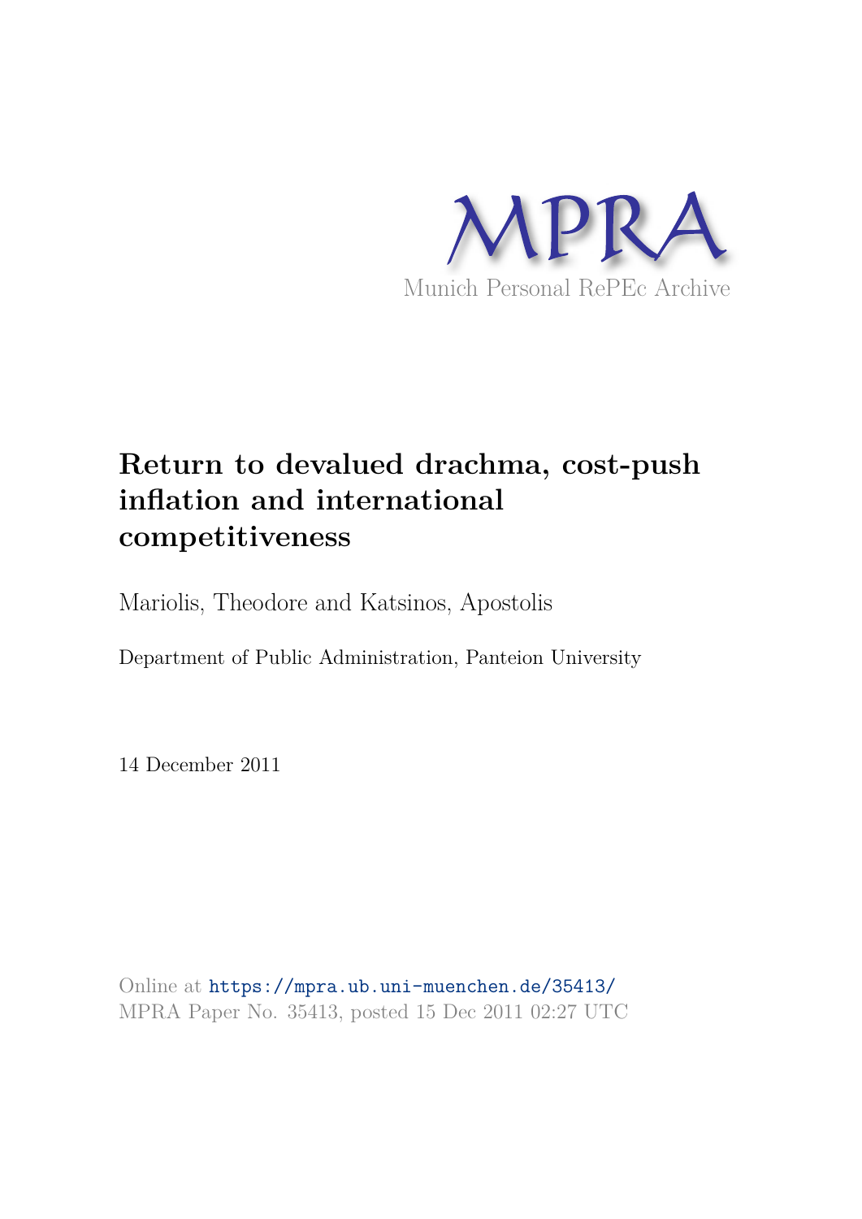MPRA

Munich Personal RePEc Archive

# Return to devalued drachma, cost-push inflation and international competitiveness

Mariolis, Theodore and Katsinos, Apostolis

Department of Public Administration, Panteion University

14 December 2011

Online at https://mpra.ub.uni-muenchen.de/35413/
MPRA Paper No. 35413, posted 15 Dec 2011 02:27 UTC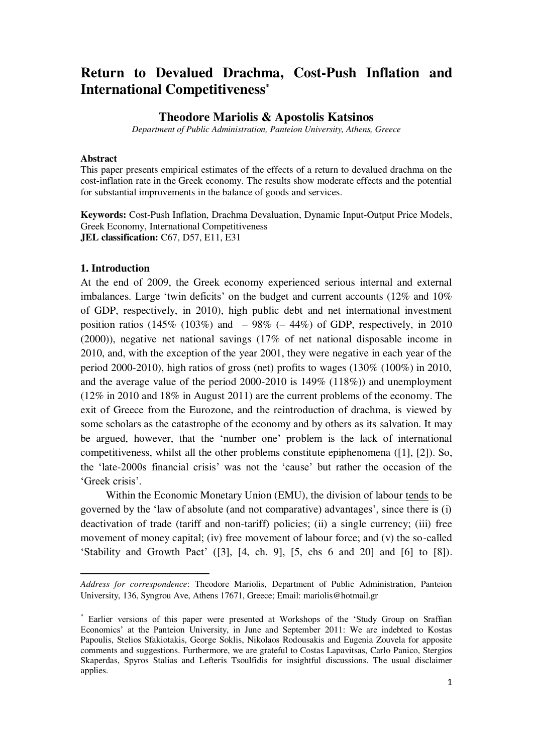# Return to Devalued Drachma, Cost-Push Inflation and International Competitiveness*

**Theodore Mariolis & Apostolis Katsinos**

*Department of Public Administration, Panteion University, Athens, Greece*

**Abstract**

This paper presents empirical estimates of the effects of a return to devalued drachma on the cost-inflation rate in the Greek economy. The results show moderate effects and the potential for substantial improvements in the balance of goods and services.

**Keywords:** Cost-Push Inflation, Drachma Devaluation, Dynamic Input-Output Price Models, Greek Economy, International Competitiveness

**JEL classification:** C67, D57, E11, E31

## 1. Introduction

At the end of 2009, the Greek economy experienced serious internal and external imbalances. Large 'twin deficits' on the budget and current accounts (12% and 10% of GDP, respectively, in 2010), high public debt and net international investment position ratios (145% (103%) and – 98% (– 44%) of GDP, respectively, in 2010 (2000)), negative net national savings (17% of net national disposable income in 2010, and, with the exception of the year 2001, they were negative in each year of the period 2000-2010), high ratios of gross (net) profits to wages (130% (100%) in 2010, and the average value of the period 2000-2010 is 149% (118%)) and unemployment (12% in 2010 and 18% in August 2011) are the current problems of the economy. The exit of Greece from the Eurozone, and the reintroduction of drachma, is viewed by some scholars as the catastrophe of the economy and by others as its salvation. It may be argued, however, that the 'number one' problem is the lack of international competitiveness, whilst all the other problems constitute epiphenomena ([1], [2]). So, the 'late-2000s financial crisis' was not the 'cause' but rather the occasion of the 'Greek crisis'.

Within the Economic Monetary Union (EMU), the division of labour <u>tends</u> to be governed by the 'law of absolute (and not comparative) advantages', since there is (i) deactivation of trade (tariff and non-tariff) policies; (ii) a single currency; (iii) free movement of money capital; (iv) free movement of labour force; and (v) the so-called 'Stability and Growth Pact' ([3], [4, ch. 9], [5, chs 6 and 20] and [6] to [8]).

---

*Address for correspondence*: Theodore Mariolis, Department of Public Administration, Panteion University, 136, Syngrou Ave, Athens 17671, Greece; Email: mariolis@hotmail.gr

* Earlier versions of this paper were presented at Workshops of the 'Study Group on Sraffian Economics' at the Panteion University, in June and September 2011: We are indebted to Kostas Papoulis, Stelios Sfakiotakis, George Soklis, Nikolaos Rodousakis and Eugenia Zouvela for apposite comments and suggestions. Furthermore, we are grateful to Costas Lapavitsas, Carlo Panico, Stergios Skaperdas, Spyros Stalias and Lefteris Tsoulfidis for insightful discussions. The usual disclaimer applies.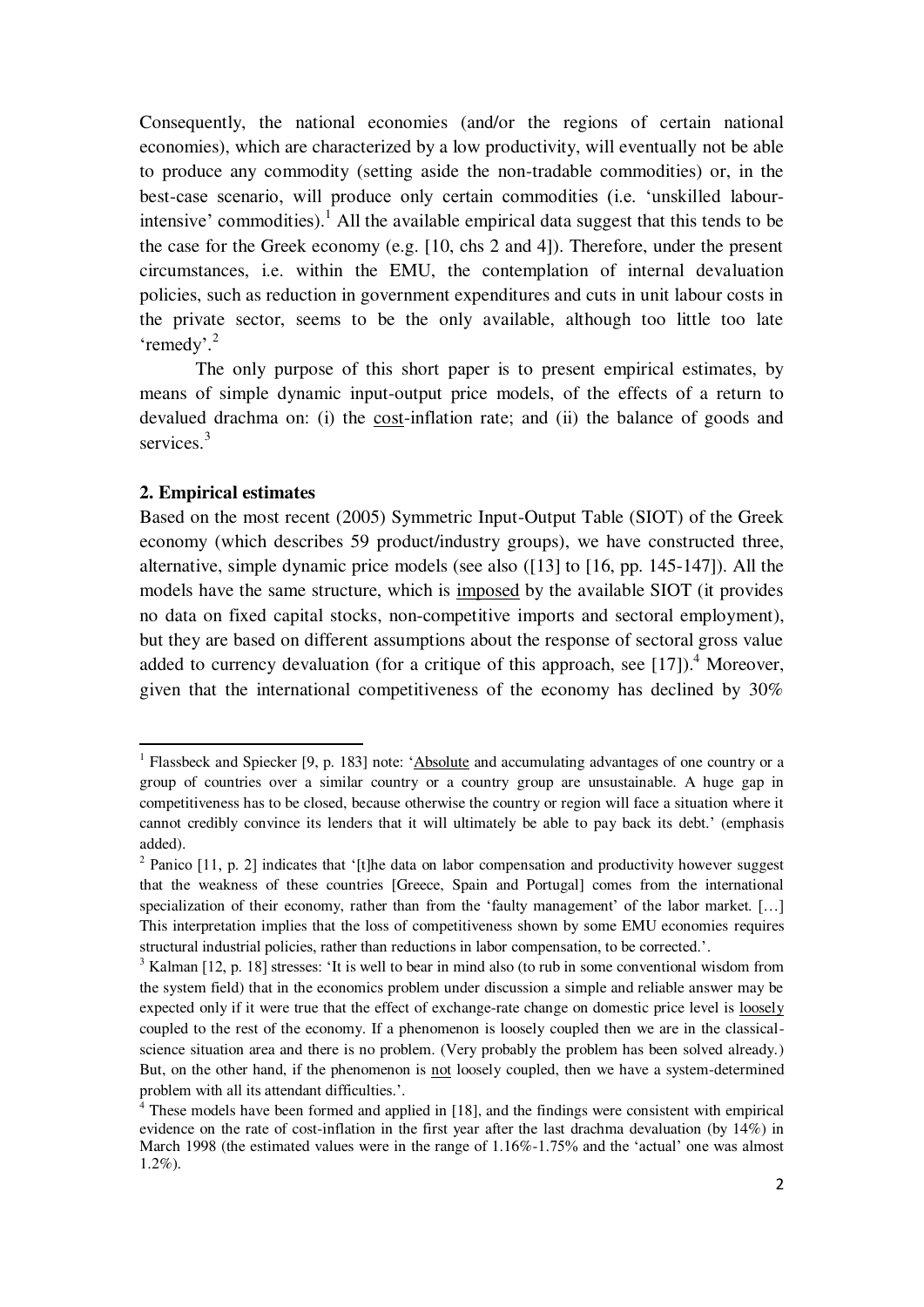Consequently, the national economies (and/or the regions of certain national economies), which are characterized by a low productivity, will eventually not be able to produce any commodity (setting aside the non-tradable commodities) or, in the best-case scenario, will produce only certain commodities (i.e. 'unskilled labour-intensive' commodities).[1] All the available empirical data suggest that this tends to be the case for the Greek economy (e.g. [10, chs 2 and 4]). Therefore, under the present circumstances, i.e. within the EMU, the contemplation of internal devaluation policies, such as reduction in government expenditures and cuts in unit labour costs in the private sector, seems to be the only available, although too little too late 'remedy'.[2]

The only purpose of this short paper is to present empirical estimates, by means of simple dynamic input-output price models, of the effects of a return to devalued drachma on: (i) the cost-inflation rate; and (ii) the balance of goods and services.[3]

## 2. Empirical estimates

Based on the most recent (2005) Symmetric Input-Output Table (SIOT) of the Greek economy (which describes 59 product/industry groups), we have constructed three, alternative, simple dynamic price models (see also ([13] to [16, pp. 145-147]). All the models have the same structure, which is imposed by the available SIOT (it provides no data on fixed capital stocks, non-competitive imports and sectoral employment), but they are based on different assumptions about the response of sectoral gross value added to currency devaluation (for a critique of this approach, see [17]).[4] Moreover, given that the international competitiveness of the economy has declined by 30%

---

[1] Flassbeck and Spiecker [9, p. 183] note: 'Absolute and accumulating advantages of one country or a group of countries over a similar country or a country group are unsustainable. A huge gap in competitiveness has to be closed, because otherwise the country or region will face a situation where it cannot credibly convince its lenders that it will ultimately be able to pay back its debt.' (emphasis added).

[2] Panico [11, p. 2] indicates that '[t]he data on labor compensation and productivity however suggest that the weakness of these countries [Greece, Spain and Portugal] comes from the international specialization of their economy, rather than from the 'faulty management' of the labor market. […] This interpretation implies that the loss of competitiveness shown by some EMU economies requires structural industrial policies, rather than reductions in labor compensation, to be corrected.'.

[3] Kalman [12, p. 18] stresses: 'It is well to bear in mind also (to rub in some conventional wisdom from the system field) that in the economics problem under discussion a simple and reliable answer may be expected only if it were true that the effect of exchange-rate change on domestic price level is loosely coupled to the rest of the economy. If a phenomenon is loosely coupled then we are in the classical-science situation area and there is no problem. (Very probably the problem has been solved already.) But, on the other hand, if the phenomenon is not loosely coupled, then we have a system-determined problem with all its attendant difficulties.'.

[4] These models have been formed and applied in [18], and the findings were consistent with empirical evidence on the rate of cost-inflation in the first year after the last drachma devaluation (by 14%) in March 1998 (the estimated values were in the range of 1.16%-1.75% and the 'actual' one was almost 1.2%).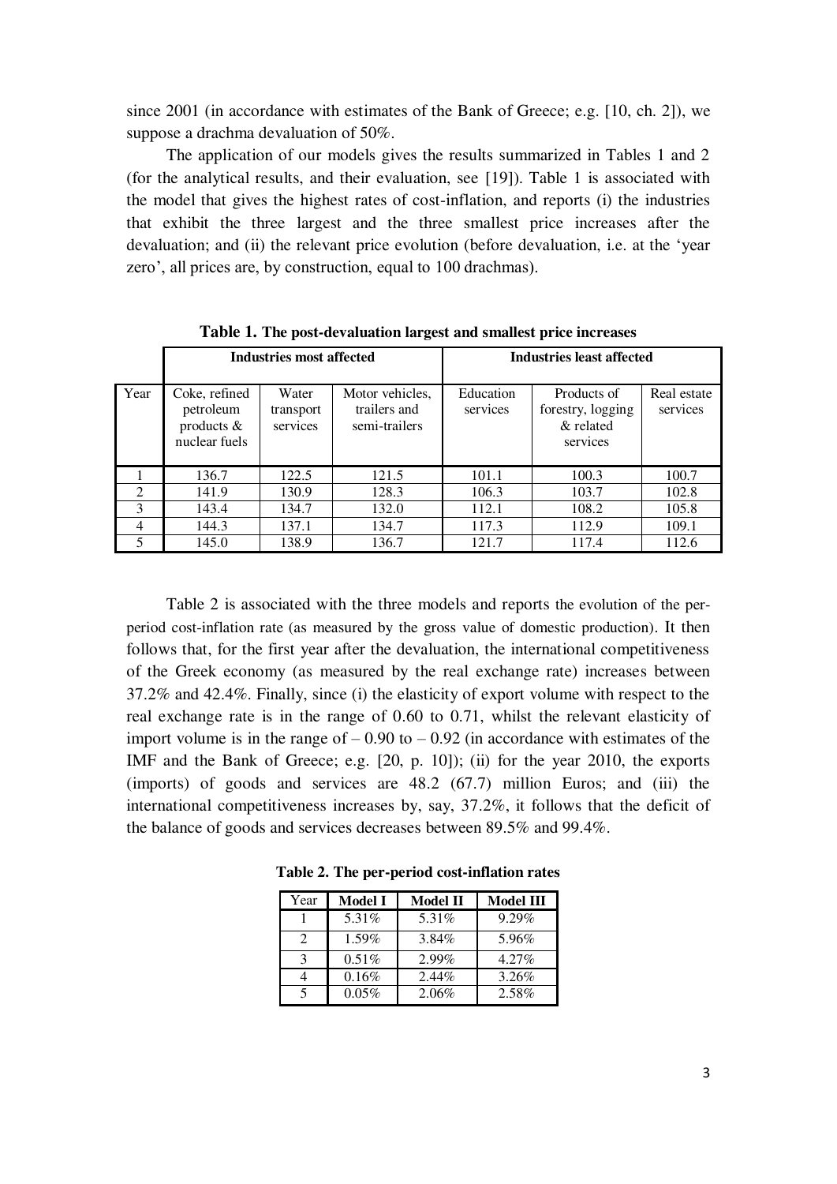since 2001 (in accordance with estimates of the Bank of Greece; e.g. [10, ch. 2]), we suppose a drachma devaluation of 50%.

The application of our models gives the results summarized in Tables 1 and 2 (for the analytical results, and their evaluation, see [19]). Table 1 is associated with the model that gives the highest rates of cost-inflation, and reports (i) the industries that exhibit the three largest and the three smallest price increases after the devaluation; and (ii) the relevant price evolution (before devaluation, i.e. at the 'year zero', all prices are, by construction, equal to 100 drachmas).

**Table 1. The post-devaluation largest and smallest price increases**

| | Industries most affected | | | Industries least affected | | |
|---|---|---|---|---|---|---|
| Year | Coke, refined petroleum products & nuclear fuels | Water transport services | Motor vehicles, trailers and semi-trailers | Education services | Products of forestry, logging & related services | Real estate services |
| 1 | 136.7 | 122.5 | 121.5 | 101.1 | 100.3 | 100.7 |
| 2 | 141.9 | 130.9 | 128.3 | 106.3 | 103.7 | 102.8 |
| 3 | 143.4 | 134.7 | 132.0 | 112.1 | 108.2 | 105.8 |
| 4 | 144.3 | 137.1 | 134.7 | 117.3 | 112.9 | 109.1 |
| 5 | 145.0 | 138.9 | 136.7 | 121.7 | 117.4 | 112.6 |

Table 2 is associated with the three models and reports the evolution of the per-period cost-inflation rate (as measured by the gross value of domestic production). It then follows that, for the first year after the devaluation, the international competitiveness of the Greek economy (as measured by the real exchange rate) increases between 37.2% and 42.4%. Finally, since (i) the elasticity of export volume with respect to the real exchange rate is in the range of 0.60 to 0.71, whilst the relevant elasticity of import volume is in the range of – 0.90 to – 0.92 (in accordance with estimates of the IMF and the Bank of Greece; e.g. [20, p. 10]); (ii) for the year 2010, the exports (imports) of goods and services are 48.2 (67.7) million Euros; and (iii) the international competitiveness increases by, say, 37.2%, it follows that the deficit of the balance of goods and services decreases between 89.5% and 99.4%.

**Table 2. The per-period cost-inflation rates**

| Year | Model I | Model II | Model III |
|---|---|---|---|
| 1 | 5.31% | 5.31% | 9.29% |
| 2 | 1.59% | 3.84% | 5.96% |
| 3 | 0.51% | 2.99% | 4.27% |
| 4 | 0.16% | 2.44% | 3.26% |
| 5 | 0.05% | 2.06% | 2.58% |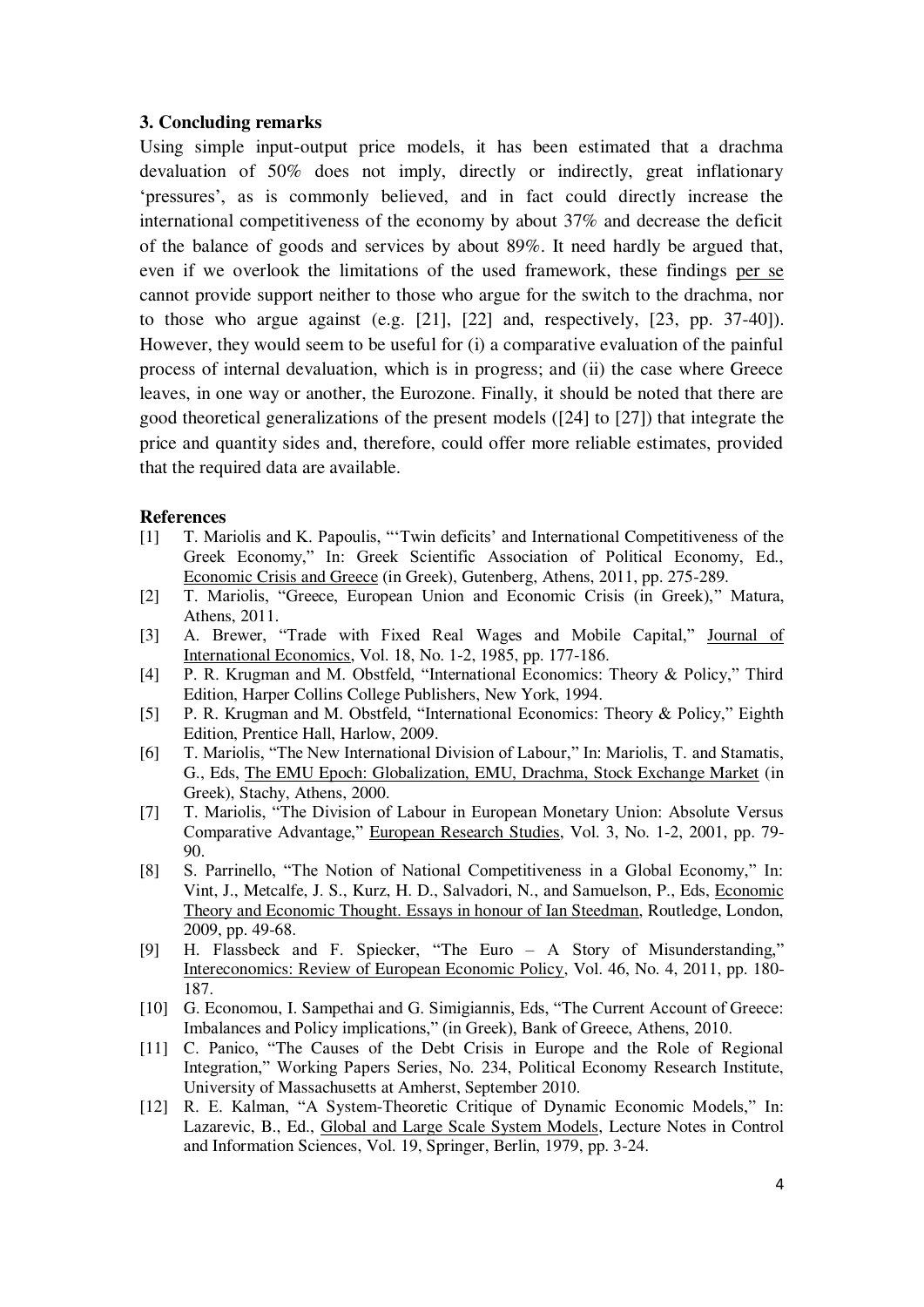### 3. Concluding remarks

Using simple input-output price models, it has been estimated that a drachma devaluation of 50% does not imply, directly or indirectly, great inflationary 'pressures', as is commonly believed, and in fact could directly increase the international competitiveness of the economy by about 37% and decrease the deficit of the balance of goods and services by about 89%. It need hardly be argued that, even if we overlook the limitations of the used framework, these findings per se cannot provide support neither to those who argue for the switch to the drachma, nor to those who argue against (e.g. [21], [22] and, respectively, [23, pp. 37-40]). However, they would seem to be useful for (i) a comparative evaluation of the painful process of internal devaluation, which is in progress; and (ii) the case where Greece leaves, in one way or another, the Eurozone. Finally, it should be noted that there are good theoretical generalizations of the present models ([24] to [27]) that integrate the price and quantity sides and, therefore, could offer more reliable estimates, provided that the required data are available.

### References

[1] T. Mariolis and K. Papoulis, "'Twin deficits' and International Competitiveness of the Greek Economy," In: Greek Scientific Association of Political Economy, Ed., Economic Crisis and Greece (in Greek), Gutenberg, Athens, 2011, pp. 275-289.

[2] T. Mariolis, "Greece, European Union and Economic Crisis (in Greek)," Matura, Athens, 2011.

[3] A. Brewer, "Trade with Fixed Real Wages and Mobile Capital," Journal of International Economics, Vol. 18, No. 1-2, 1985, pp. 177-186.

[4] P. R. Krugman and M. Obstfeld, "International Economics: Theory & Policy," Third Edition, Harper Collins College Publishers, New York, 1994.

[5] P. R. Krugman and M. Obstfeld, "International Economics: Theory & Policy," Eighth Edition, Prentice Hall, Harlow, 2009.

[6] T. Mariolis, "The New International Division of Labour," In: Mariolis, T. and Stamatis, G., Eds, The EMU Epoch: Globalization, EMU, Drachma, Stock Exchange Market (in Greek), Stachy, Athens, 2000.

[7] T. Mariolis, "The Division of Labour in European Monetary Union: Absolute Versus Comparative Advantage," European Research Studies, Vol. 3, No. 1-2, 2001, pp. 79-90.

[8] S. Parrinello, "The Notion of National Competitiveness in a Global Economy," In: Vint, J., Metcalfe, J. S., Kurz, H. D., Salvadori, N., and Samuelson, P., Eds, Economic Theory and Economic Thought. Essays in honour of Ian Steedman, Routledge, London, 2009, pp. 49-68.

[9] H. Flassbeck and F. Spiecker, "The Euro – A Story of Misunderstanding," Intereconomics: Review of European Economic Policy, Vol. 46, No. 4, 2011, pp. 180-187.

[10] G. Economou, I. Sampethai and G. Simigiannis, Eds, "The Current Account of Greece: Imbalances and Policy implications," (in Greek), Bank of Greece, Athens, 2010.

[11] C. Panico, "The Causes of the Debt Crisis in Europe and the Role of Regional Integration," Working Papers Series, No. 234, Political Economy Research Institute, University of Massachusetts at Amherst, September 2010.

[12] R. E. Kalman, "A System-Theoretic Critique of Dynamic Economic Models," In: Lazarevic, B., Ed., Global and Large Scale System Models, Lecture Notes in Control and Information Sciences, Vol. 19, Springer, Berlin, 1979, pp. 3-24.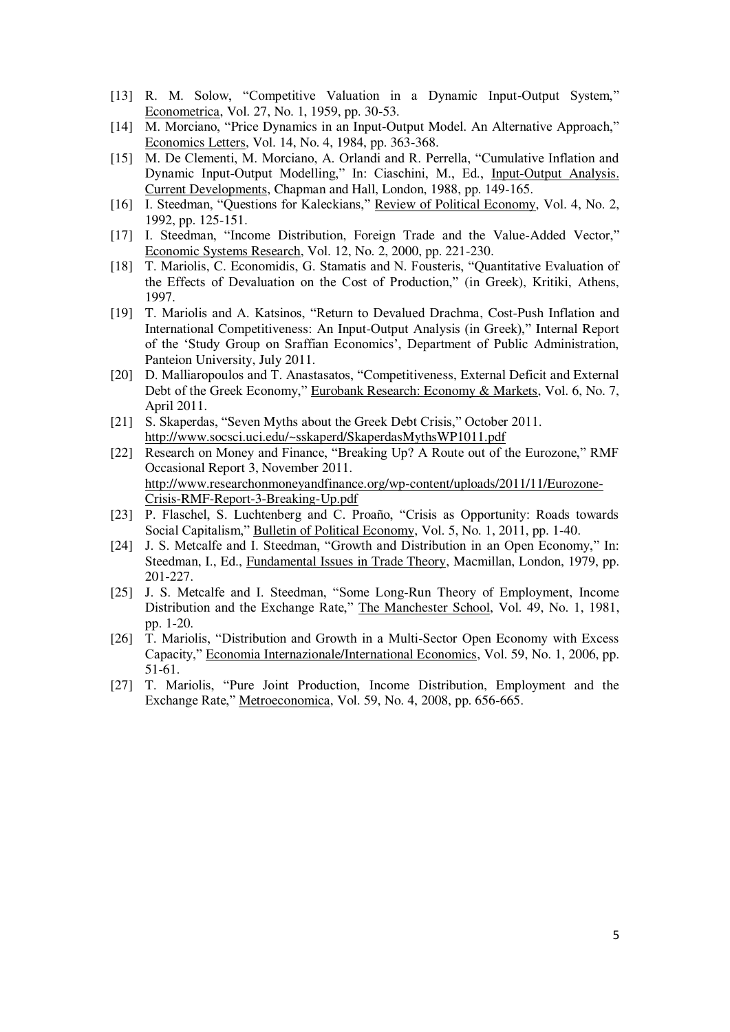[13] R. M. Solow, "Competitive Valuation in a Dynamic Input-Output System," Econometrica, Vol. 27, No. 1, 1959, pp. 30-53.

[14] M. Morciano, "Price Dynamics in an Input-Output Model. An Alternative Approach," Economics Letters, Vol. 14, No. 4, 1984, pp. 363-368.

[15] M. De Clementi, M. Morciano, A. Orlandi and R. Perrella, "Cumulative Inflation and Dynamic Input-Output Modelling," In: Ciaschini, M., Ed., Input-Output Analysis. Current Developments, Chapman and Hall, London, 1988, pp. 149-165.

[16] I. Steedman, "Questions for Kaleckians," Review of Political Economy, Vol. 4, No. 2, 1992, pp. 125-151.

[17] I. Steedman, "Income Distribution, Foreign Trade and the Value-Added Vector," Economic Systems Research, Vol. 12, No. 2, 2000, pp. 221-230.

[18] T. Mariolis, C. Economidis, G. Stamatis and N. Fousteris, "Quantitative Evaluation of the Effects of Devaluation on the Cost of Production," (in Greek), Kritiki, Athens, 1997.

[19] T. Mariolis and A. Katsinos, "Return to Devalued Drachma, Cost-Push Inflation and International Competitiveness: An Input-Output Analysis (in Greek)," Internal Report of the 'Study Group on Sraffian Economics', Department of Public Administration, Panteion University, July 2011.

[20] D. Malliaropoulos and T. Anastasatos, "Competitiveness, External Deficit and External Debt of the Greek Economy," Eurobank Research: Economy & Markets, Vol. 6, No. 7, April 2011.

[21] S. Skaperdas, "Seven Myths about the Greek Debt Crisis," October 2011. http://www.socsci.uci.edu/~sskaperd/SkaperdasMythsWP1011.pdf

[22] Research on Money and Finance, "Breaking Up? A Route out of the Eurozone," RMF Occasional Report 3, November 2011. http://www.researchonmoneyandfinance.org/wp-content/uploads/2011/11/Eurozone-Crisis-RMF-Report-3-Breaking-Up.pdf

[23] P. Flaschel, S. Luchtenberg and C. Proaño, "Crisis as Opportunity: Roads towards Social Capitalism," Bulletin of Political Economy, Vol. 5, No. 1, 2011, pp. 1-40.

[24] J. S. Metcalfe and I. Steedman, "Growth and Distribution in an Open Economy," In: Steedman, I., Ed., Fundamental Issues in Trade Theory, Macmillan, London, 1979, pp. 201-227.

[25] J. S. Metcalfe and I. Steedman, "Some Long-Run Theory of Employment, Income Distribution and the Exchange Rate," The Manchester School, Vol. 49, No. 1, 1981, pp. 1-20.

[26] T. Mariolis, "Distribution and Growth in a Multi-Sector Open Economy with Excess Capacity," Economia Internazionale/International Economics, Vol. 59, No. 1, 2006, pp. 51-61.

[27] T. Mariolis, "Pure Joint Production, Income Distribution, Employment and the Exchange Rate," Metroeconomica, Vol. 59, No. 4, 2008, pp. 656-665.